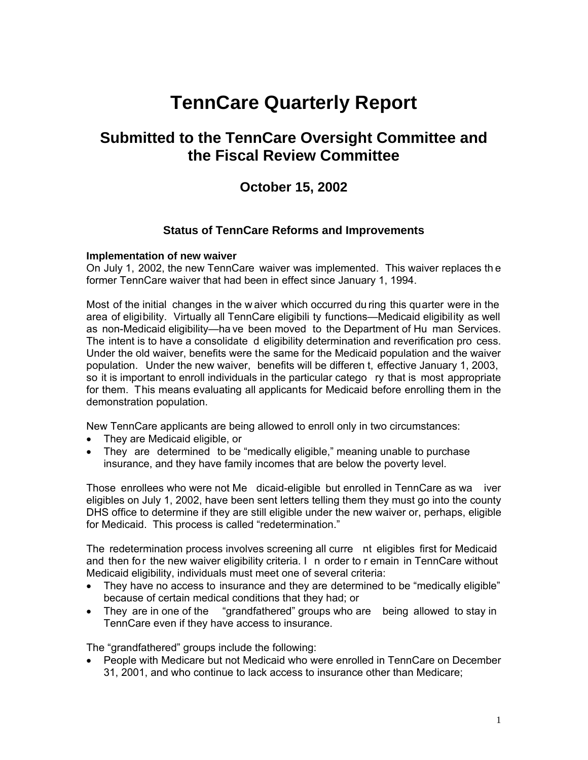# TennCare Quarterly Report

## Submitted to the TennCare Oversight Committee and the Fiscal Review Committee

### October 15, 2002

#### Status of TennCare Reforms and Improvements

**Implementation of new waiver**

On July 1, 2002, the new TennCare waiver was implemented. This waiver replaces the former TennCare waiver that had been in effect since January 1, 1994.

Most of the initial changes in the waiver which occurred during this quarter were in the area of eligibility. Virtually all TennCare eligibility functions—Medicaid eligibility as well as non-Medicaid eligibility—have been moved to the Department of Human Services. The intent is to have a consolidated eligibility determination and reverification process. Under the old waiver, benefits were the same for the Medicaid population and the waiver population. Under the new waiver, benefits will be different, effective January 1, 2003, so it is important to enroll individuals in the particular category that is most appropriate for them. This means evaluating all applicants for Medicaid before enrolling them in the demonstration population.

New TennCare applicants are being allowed to enroll only in two circumstances:

- They are Medicaid eligible, or
- They are determined to be "medically eligible," meaning unable to purchase insurance, and they have family incomes that are below the poverty level.

Those enrollees who were not Medicaid-eligible but enrolled in TennCare as waiver eligibles on July 1, 2002, have been sent letters telling them they must go into the county DHS office to determine if they are still eligible under the new waiver or, perhaps, eligible for Medicaid. This process is called "redetermination."

The redetermination process involves screening all current eligibles first for Medicaid and then for the new waiver eligibility criteria. In order to remain in TennCare without Medicaid eligibility, individuals must meet one of several criteria:

- They have no access to insurance and they are determined to be "medically eligible" because of certain medical conditions that they had; or
- They are in one of the "grandfathered" groups who are being allowed to stay in TennCare even if they have access to insurance.

The "grandfathered" groups include the following:

- People with Medicare but not Medicaid who were enrolled in TennCare on December 31, 2001, and who continue to lack access to insurance other than Medicare;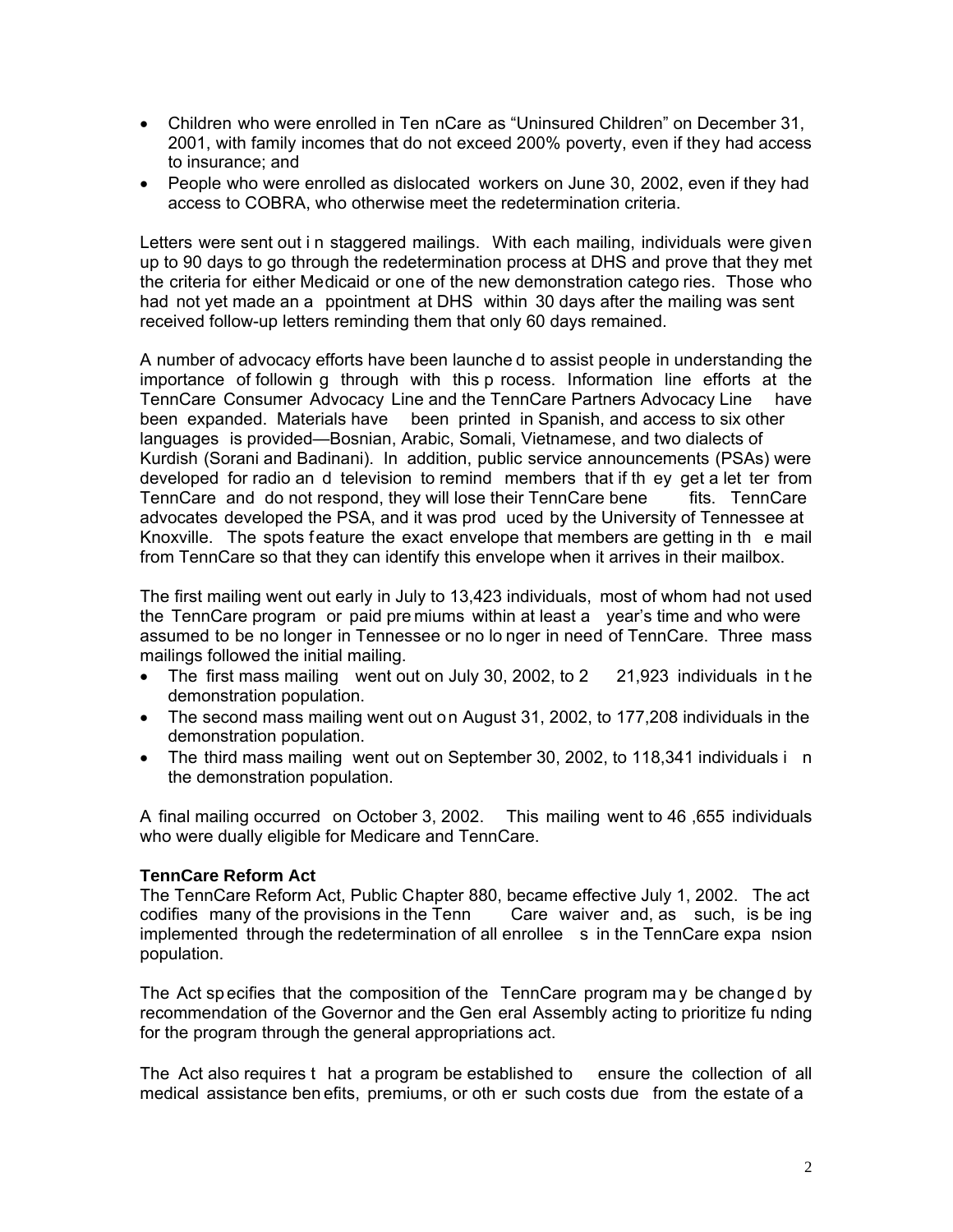- Children who were enrolled in TennCare as "Uninsured Children" on December 31, 2001, with family incomes that do not exceed 200% poverty, even if they had access to insurance; and
- People who were enrolled as dislocated workers on June 30, 2002, even if they had access to COBRA, who otherwise meet the redetermination criteria.

Letters were sent out in staggered mailings. With each mailing, individuals were given up to 90 days to go through the redetermination process at DHS and prove that they met the criteria for either Medicaid or one of the new demonstration categories. Those who had not yet made an appointment at DHS within 30 days after the mailing was sent received follow-up letters reminding them that only 60 days remained.

A number of advocacy efforts have been launched to assist people in understanding the importance of following through with this process. Information line efforts at the TennCare Consumer Advocacy Line and the TennCare Partners Advocacy Line have been expanded. Materials have been printed in Spanish, and access to six other languages is provided—Bosnian, Arabic, Somali, Vietnamese, and two dialects of Kurdish (Sorani and Badinani). In addition, public service announcements (PSAs) were developed for radio and television to remind members that if they get a letter from TennCare and do not respond, they will lose their TennCare benefits. TennCare advocates developed the PSA, and it was produced by the University of Tennessee at Knoxville. The spots feature the exact envelope that members are getting in the mail from TennCare so that they can identify this envelope when it arrives in their mailbox.

The first mailing went out early in July to 13,423 individuals, most of whom had not used the TennCare program or paid premiums within at least a year's time and who were assumed to be no longer in Tennessee or no longer in need of TennCare. Three mass mailings followed the initial mailing.

- The first mass mailing went out on July 30, 2002, to 221,923 individuals in the demonstration population.
- The second mass mailing went out on August 31, 2002, to 177,208 individuals in the demonstration population.
- The third mass mailing went out on September 30, 2002, to 118,341 individuals in the demonstration population.

A final mailing occurred on October 3, 2002. This mailing went to 46,655 individuals who were dually eligible for Medicare and TennCare.

**TennCare Reform Act**

The TennCare Reform Act, Public Chapter 880, became effective July 1, 2002. The act codifies many of the provisions in the TennCare waiver and, as such, is being implemented through the redetermination of all enrollees in the TennCare expansion population.

The Act specifies that the composition of the TennCare program may be changed by recommendation of the Governor and the General Assembly acting to prioritize funding for the program through the general appropriations act.

The Act also requires that a program be established to ensure the collection of all medical assistance benefits, premiums, or other such costs due from the estate of a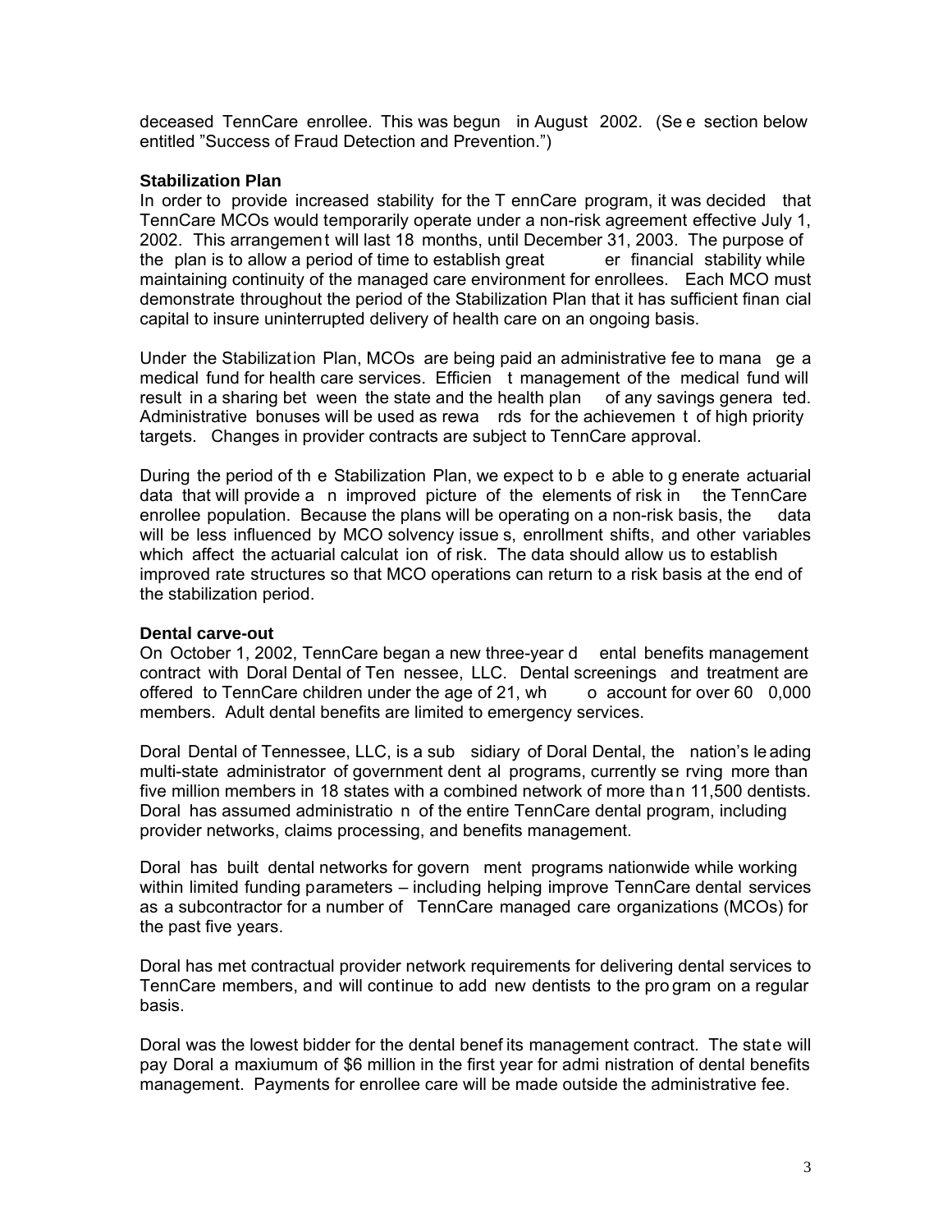deceased TennCare enrollee. This was begun in August 2002. (See section below entitled "Success of Fraud Detection and Prevention.")

**Stabilization Plan**

In order to provide increased stability for the TennCare program, it was decided that TennCare MCOs would temporarily operate under a non-risk agreement effective July 1, 2002. This arrangement will last 18 months, until December 31, 2003. The purpose of the plan is to allow a period of time to establish greater financial stability while maintaining continuity of the managed care environment for enrollees. Each MCO must demonstrate throughout the period of the Stabilization Plan that it has sufficient financial capital to insure uninterrupted delivery of health care on an ongoing basis.

Under the Stabilization Plan, MCOs are being paid an administrative fee to manage a medical fund for health care services. Efficient management of the medical fund will result in a sharing between the state and the health plan of any savings generated. Administrative bonuses will be used as rewards for the achievement of high priority targets. Changes in provider contracts are subject to TennCare approval.

During the period of the Stabilization Plan, we expect to be able to generate actuarial data that will provide an improved picture of the elements of risk in the TennCare enrollee population. Because the plans will be operating on a non-risk basis, the data will be less influenced by MCO solvency issues, enrollment shifts, and other variables which affect the actuarial calculation of risk. The data should allow us to establish improved rate structures so that MCO operations can return to a risk basis at the end of the stabilization period.

**Dental carve-out**

On October 1, 2002, TennCare began a new three-year dental benefits management contract with Doral Dental of Tennessee, LLC. Dental screenings and treatment are offered to TennCare children under the age of 21, who account for over 600,000 members. Adult dental benefits are limited to emergency services.

Doral Dental of Tennessee, LLC, is a subsidiary of Doral Dental, the nation's leading multi-state administrator of government dental programs, currently serving more than five million members in 18 states with a combined network of more than 11,500 dentists. Doral has assumed administration of the entire TennCare dental program, including provider networks, claims processing, and benefits management.

Doral has built dental networks for government programs nationwide while working within limited funding parameters – including helping improve TennCare dental services as a subcontractor for a number of TennCare managed care organizations (MCOs) for the past five years.

Doral has met contractual provider network requirements for delivering dental services to TennCare members, and will continue to add new dentists to the program on a regular basis.

Doral was the lowest bidder for the dental benefits management contract. The state will pay Doral a maxiumum of $6 million in the first year for administration of dental benefits management. Payments for enrollee care will be made outside the administrative fee.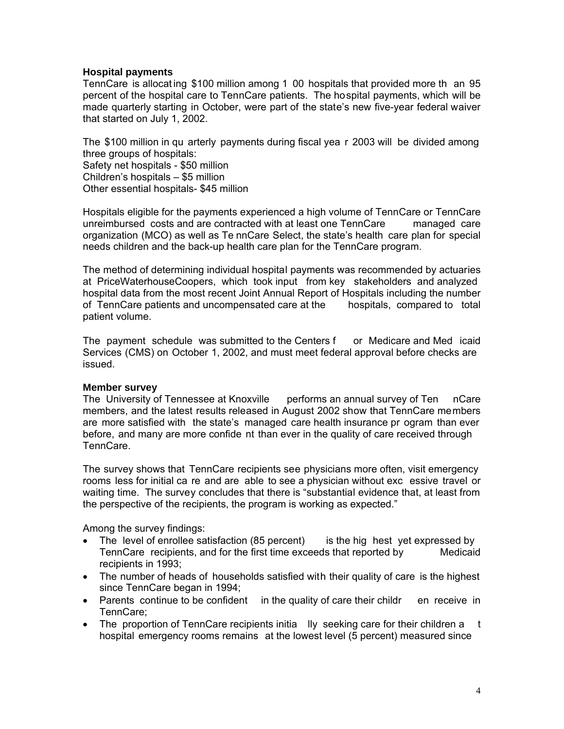### Hospital payments

TennCare is allocating $100 million among 100 hospitals that provided more than 95 percent of the hospital care to TennCare patients. The hospital payments, which will be made quarterly starting in October, were part of the state's new five-year federal waiver that started on July 1, 2002.

The $100 million in quarterly payments during fiscal year 2003 will be divided among three groups of hospitals:
Safety net hospitals - $50 million
Children's hospitals – $5 million
Other essential hospitals- $45 million

Hospitals eligible for the payments experienced a high volume of TennCare or TennCare unreimbursed costs and are contracted with at least one TennCare managed care organization (MCO) as well as TennCare Select, the state's health care plan for special needs children and the back-up health care plan for the TennCare program.

The method of determining individual hospital payments was recommended by actuaries at PriceWaterhouseCoopers, which took input from key stakeholders and analyzed hospital data from the most recent Joint Annual Report of Hospitals including the number of TennCare patients and uncompensated care at the hospitals, compared to total patient volume.

The payment schedule was submitted to the Centers for Medicare and Medicaid Services (CMS) on October 1, 2002, and must meet federal approval before checks are issued.

### Member survey

The University of Tennessee at Knoxville performs an annual survey of TennCare members, and the latest results released in August 2002 show that TennCare members are more satisfied with the state's managed care health insurance program than ever before, and many are more confident than ever in the quality of care received through TennCare.

The survey shows that TennCare recipients see physicians more often, visit emergency rooms less for initial care and are able to see a physician without excessive travel or waiting time. The survey concludes that there is "substantial evidence that, at least from the perspective of the recipients, the program is working as expected."

Among the survey findings:

- The level of enrollee satisfaction (85 percent) is the highest yet expressed by TennCare recipients, and for the first time exceeds that reported by Medicaid recipients in 1993;
- The number of heads of households satisfied with their quality of care is the highest since TennCare began in 1994;
- Parents continue to be confident in the quality of care their children receive in TennCare;
- The proportion of TennCare recipients initially seeking care for their children at hospital emergency rooms remains at the lowest level (5 percent) measured since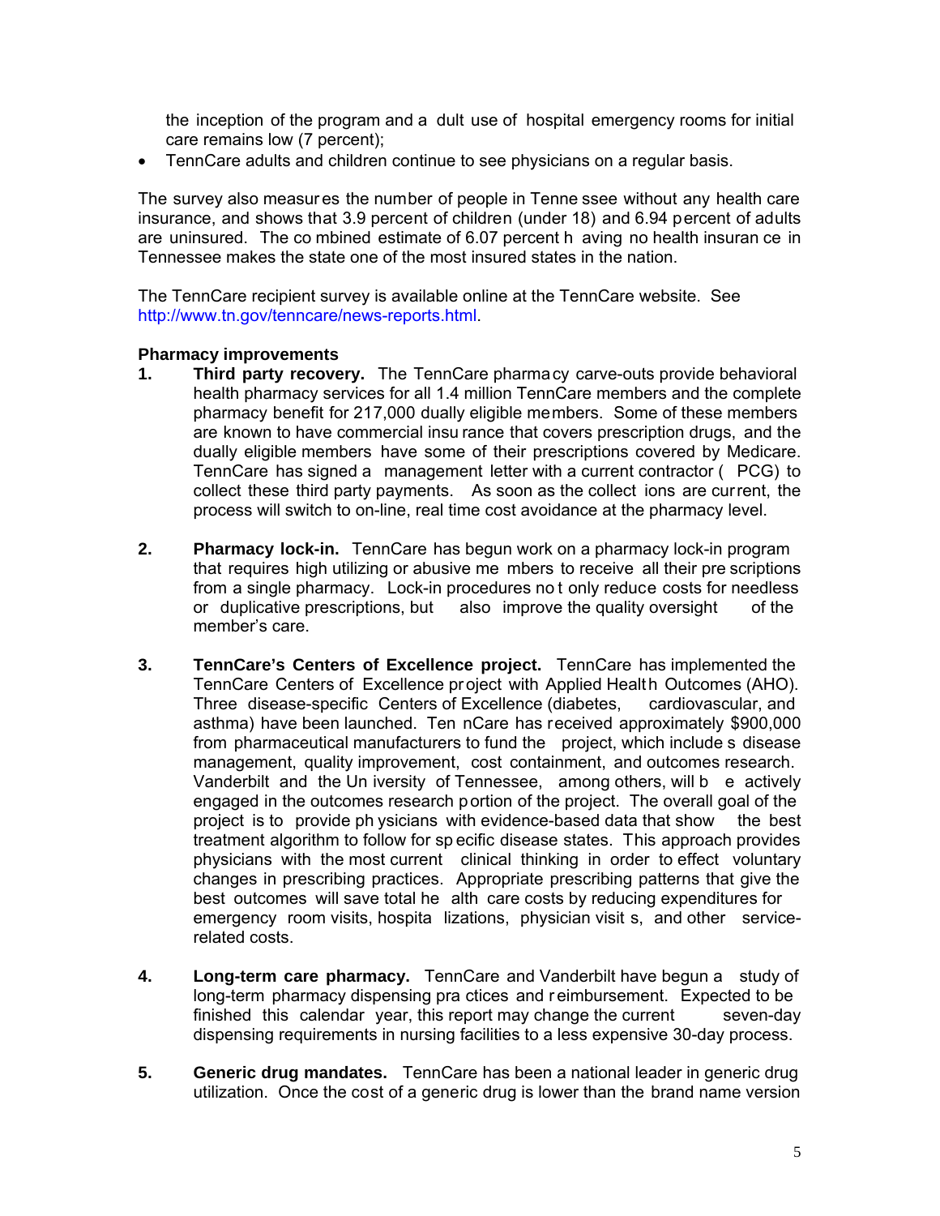the inception of the program and adult use of hospital emergency rooms for initial care remains low (7 percent);

- TennCare adults and children continue to see physicians on a regular basis.

The survey also measures the number of people in Tennessee without any health care insurance, and shows that 3.9 percent of children (under 18) and 6.94 percent of adults are uninsured. The combined estimate of 6.07 percent having no health insurance in Tennessee makes the state one of the most insured states in the nation.

The TennCare recipient survey is available online at the TennCare website. See http://www.tn.gov/tenncare/news-reports.html.

**Pharmacy improvements**

1. **Third party recovery.** The TennCare pharmacy carve-outs provide behavioral health pharmacy services for all 1.4 million TennCare members and the complete pharmacy benefit for 217,000 dually eligible members. Some of these members are known to have commercial insurance that covers prescription drugs, and the dually eligible members have some of their prescriptions covered by Medicare. TennCare has signed a management letter with a current contractor (PCG) to collect these third party payments. As soon as the collections are current, the process will switch to on-line, real time cost avoidance at the pharmacy level.

2. **Pharmacy lock-in.** TennCare has begun work on a pharmacy lock-in program that requires high utilizing or abusive members to receive all their prescriptions from a single pharmacy. Lock-in procedures not only reduce costs for needless or duplicative prescriptions, but also improve the quality oversight of the member's care.

3. **TennCare's Centers of Excellence project.** TennCare has implemented the TennCare Centers of Excellence project with Applied Health Outcomes (AHO). Three disease-specific Centers of Excellence (diabetes, cardiovascular, and asthma) have been launched. TennCare has received approximately $900,000 from pharmaceutical manufacturers to fund the project, which includes disease management, quality improvement, cost containment, and outcomes research. Vanderbilt and the University of Tennessee, among others, will be actively engaged in the outcomes research portion of the project. The overall goal of the project is to provide physicians with evidence-based data that show the best treatment algorithm to follow for specific disease states. This approach provides physicians with the most current clinical thinking in order to effect voluntary changes in prescribing practices. Appropriate prescribing patterns that give the best outcomes will save total health care costs by reducing expenditures for emergency room visits, hospitalizations, physician visits, and other service-related costs.

4. **Long-term care pharmacy.** TennCare and Vanderbilt have begun a study of long-term pharmacy dispensing practices and reimbursement. Expected to be finished this calendar year, this report may change the current seven-day dispensing requirements in nursing facilities to a less expensive 30-day process.

5. **Generic drug mandates.** TennCare has been a national leader in generic drug utilization. Once the cost of a generic drug is lower than the brand name version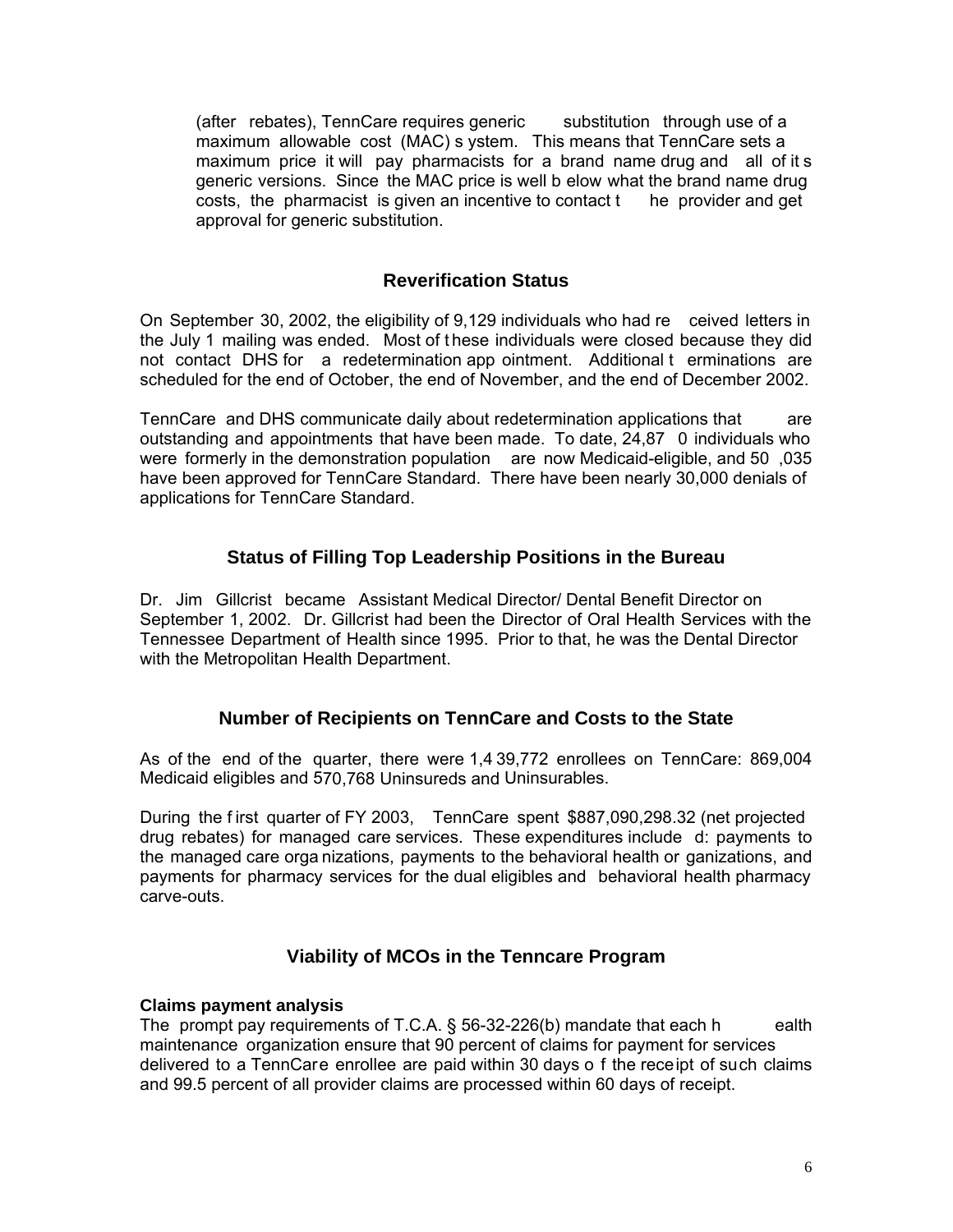(after rebates), TennCare requires generic substitution through use of a maximum allowable cost (MAC) system. This means that TennCare sets a maximum price it will pay pharmacists for a brand name drug and all of its generic versions. Since the MAC price is well below what the brand name drug costs, the pharmacist is given an incentive to contact the provider and get approval for generic substitution.

## Reverification Status

On September 30, 2002, the eligibility of 9,129 individuals who had received letters in the July 1 mailing was ended. Most of these individuals were closed because they did not contact DHS for a redetermination appointment. Additional terminations are scheduled for the end of October, the end of November, and the end of December 2002.

TennCare and DHS communicate daily about redetermination applications that are outstanding and appointments that have been made. To date, 24,870 individuals who were formerly in the demonstration population are now Medicaid-eligible, and 50,035 have been approved for TennCare Standard. There have been nearly 30,000 denials of applications for TennCare Standard.

## Status of Filling Top Leadership Positions in the Bureau

Dr. Jim Gillcrist became Assistant Medical Director/ Dental Benefit Director on September 1, 2002. Dr. Gillcrist had been the Director of Oral Health Services with the Tennessee Department of Health since 1995. Prior to that, he was the Dental Director with the Metropolitan Health Department.

## Number of Recipients on TennCare and Costs to the State

As of the end of the quarter, there were 1,439,772 enrollees on TennCare: 869,004 Medicaid eligibles and 570,768 Uninsureds and Uninsurables.

During the first quarter of FY 2003, TennCare spent $887,090,298.32 (net projected drug rebates) for managed care services. These expenditures included: payments to the managed care organizations, payments to the behavioral health organizations, and payments for pharmacy services for the dual eligibles and behavioral health pharmacy carve-outs.

## Viability of MCOs in the Tenncare Program

**Claims payment analysis**

The prompt pay requirements of T.C.A. § 56-32-226(b) mandate that each health maintenance organization ensure that 90 percent of claims for payment for services delivered to a TennCare enrollee are paid within 30 days of the receipt of such claims and 99.5 percent of all provider claims are processed within 60 days of receipt.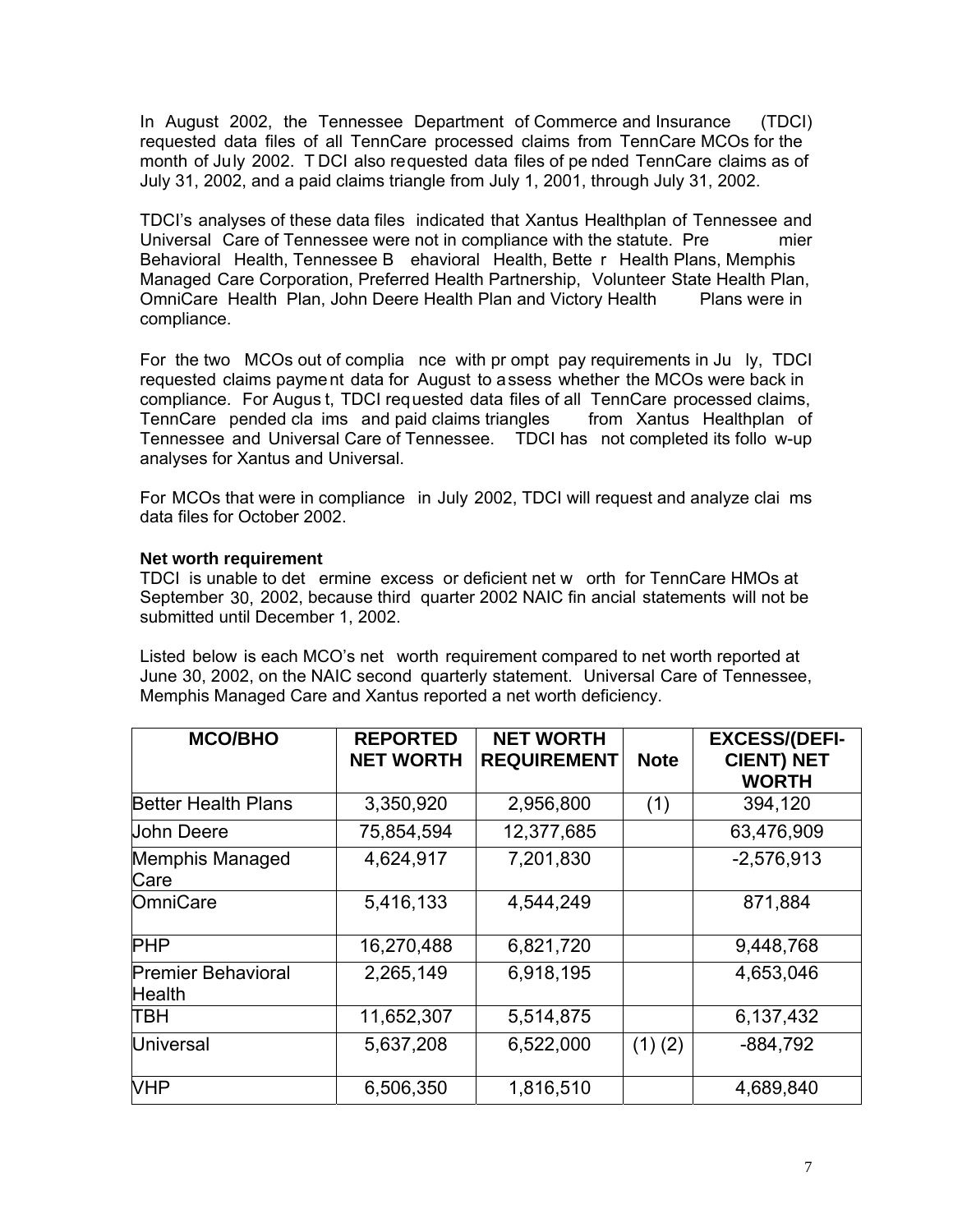In August 2002, the Tennessee Department of Commerce and Insurance (TDCI) requested data files of all TennCare processed claims from TennCare MCOs for the month of July 2002. TDCI also requested data files of pended TennCare claims as of July 31, 2002, and a paid claims triangle from July 1, 2001, through July 31, 2002.

TDCI's analyses of these data files indicated that Xantus Healthplan of Tennessee and Universal Care of Tennessee were not in compliance with the statute. Premier Behavioral Health, Tennessee Behavioral Health, Better Health Plans, Memphis Managed Care Corporation, Preferred Health Partnership, Volunteer State Health Plan, OmniCare Health Plan, John Deere Health Plan and Victory Health Plans were in compliance.

For the two MCOs out of compliance with prompt pay requirements in July, TDCI requested claims payment data for August to assess whether the MCOs were back in compliance. For August, TDCI requested data files of all TennCare processed claims, TennCare pended claims and paid claims triangles from Xantus Healthplan of Tennessee and Universal Care of Tennessee. TDCI has not completed its follow-up analyses for Xantus and Universal.

For MCOs that were in compliance in July 2002, TDCI will request and analyze claims data files for October 2002.

**Net worth requirement**

TDCI is unable to determine excess or deficient net worth for TennCare HMOs at September 30, 2002, because third quarter 2002 NAIC financial statements will not be submitted until December 1, 2002.

Listed below is each MCO's net worth requirement compared to net worth reported at June 30, 2002, on the NAIC second quarterly statement. Universal Care of Tennessee, Memphis Managed Care and Xantus reported a net worth deficiency.

| MCO/BHO | REPORTED NET WORTH | NET WORTH REQUIREMENT | Note | EXCESS/(DEFICIENT) NET WORTH |
|---|---|---|---|---|
| Better Health Plans | 3,350,920 | 2,956,800 | (1) | 394,120 |
| John Deere | 75,854,594 | 12,377,685 | | 63,476,909 |
| Memphis Managed Care | 4,624,917 | 7,201,830 | | -2,576,913 |
| OmniCare | 5,416,133 | 4,544,249 | | 871,884 |
| PHP | 16,270,488 | 6,821,720 | | 9,448,768 |
| Premier Behavioral Health | 2,265,149 | 6,918,195 | | 4,653,046 |
| TBH | 11,652,307 | 5,514,875 | | 6,137,432 |
| Universal | 5,637,208 | 6,522,000 | (1) (2) | -884,792 |
| VHP | 6,506,350 | 1,816,510 | | 4,689,840 |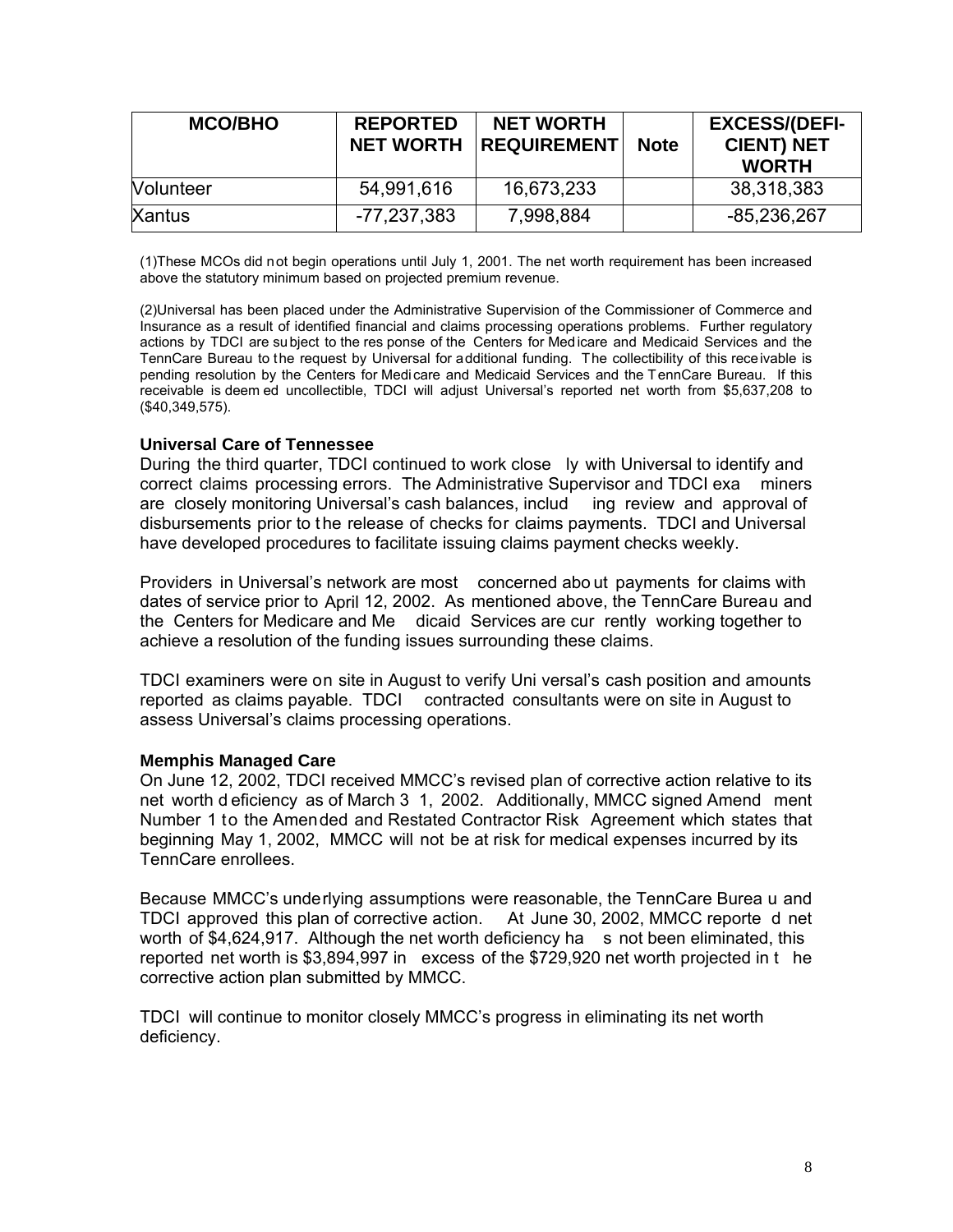| MCO/BHO | REPORTED NET WORTH | NET WORTH REQUIREMENT | Note | EXCESS/(DEFI-CIENT) NET WORTH |
|---|---|---|---|---|
| Volunteer | 54,991,616 | 16,673,233 | | 38,318,383 |
| Xantus | -77,237,383 | 7,998,884 | | -85,236,267 |

(1)These MCOs did not begin operations until July 1, 2001. The net worth requirement has been increased above the statutory minimum based on projected premium revenue.

(2)Universal has been placed under the Administrative Supervision of the Commissioner of Commerce and Insurance as a result of identified financial and claims processing operations problems. Further regulatory actions by TDCI are subject to the response of the Centers for Medicare and Medicaid Services and the TennCare Bureau to the request by Universal for additional funding. The collectibility of this receivable is pending resolution by the Centers for Medicare and Medicaid Services and the TennCare Bureau. If this receivable is deemed uncollectible, TDCI will adjust Universal's reported net worth from $5,637,208 to ($40,349,575).

### Universal Care of Tennessee

During the third quarter, TDCI continued to work closely with Universal to identify and correct claims processing errors. The Administrative Supervisor and TDCI examiners are closely monitoring Universal's cash balances, including review and approval of disbursements prior to the release of checks for claims payments. TDCI and Universal have developed procedures to facilitate issuing claims payment checks weekly.

Providers in Universal's network are most concerned about payments for claims with dates of service prior to April 12, 2002. As mentioned above, the TennCare Bureau and the Centers for Medicare and Medicaid Services are currently working together to achieve a resolution of the funding issues surrounding these claims.

TDCI examiners were on site in August to verify Universal's cash position and amounts reported as claims payable. TDCI contracted consultants were on site in August to assess Universal's claims processing operations.

### Memphis Managed Care

On June 12, 2002, TDCI received MMCC's revised plan of corrective action relative to its net worth deficiency as of March 31, 2002. Additionally, MMCC signed Amendment Number 1 to the Amended and Restated Contractor Risk Agreement which states that beginning May 1, 2002, MMCC will not be at risk for medical expenses incurred by its TennCare enrollees.

Because MMCC's underlying assumptions were reasonable, the TennCare Bureau and TDCI approved this plan of corrective action. At June 30, 2002, MMCC reported net worth of $4,624,917. Although the net worth deficiency has not been eliminated, this reported net worth is $3,894,997 in excess of the $729,920 net worth projected in the corrective action plan submitted by MMCC.

TDCI will continue to monitor closely MMCC's progress in eliminating its net worth deficiency.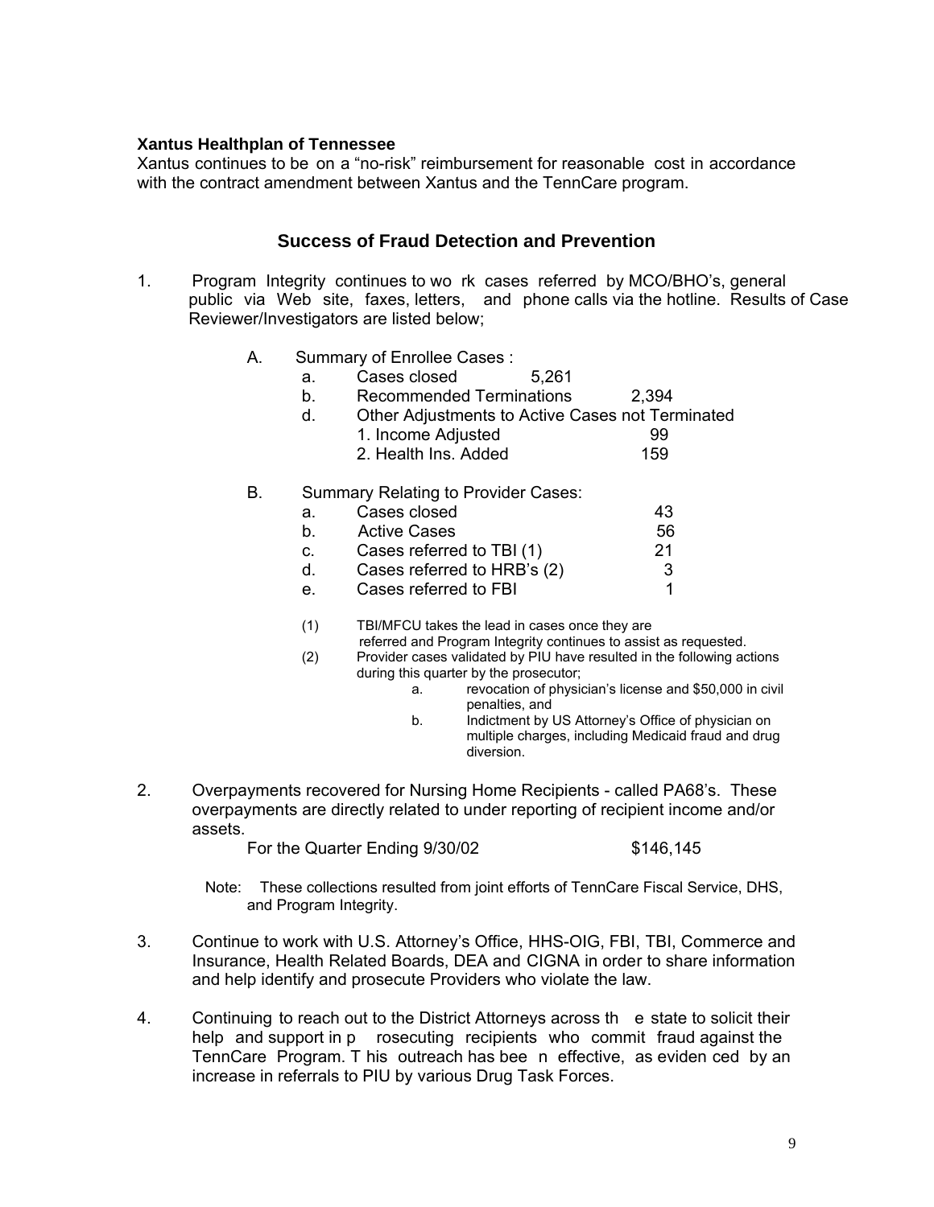**Xantus Healthplan of Tennessee**

Xantus continues to be on a "no-risk" reimbursement for reasonable cost in accordance with the contract amendment between Xantus and the TennCare program.

## Success of Fraud Detection and Prevention

1. Program Integrity continues to work cases referred by MCO/BHO's, general public via Web site, faxes, letters, and phone calls via the hotline. Results of Case Reviewer/Investigators are listed below;

   A. Summary of Enrollee Cases :

      a. Cases closed 5,261

      b. Recommended Terminations 2,394

      d. Other Adjustments to Active Cases not Terminated

         1. Income Adjusted 99

         2. Health Ins. Added 159

   B. Summary Relating to Provider Cases:

      a. Cases closed 43

      b. Active Cases 56

      c. Cases referred to TBI (1) 21

      d. Cases referred to HRB's (2) 3

      e. Cases referred to FBI 1

      (1) TBI/MFCU takes the lead in cases once they are referred and Program Integrity continues to assist as requested.

      (2) Provider cases validated by PIU have resulted in the following actions during this quarter by the prosecutor;

         a. revocation of physician's license and $50,000 in civil penalties, and

         b. Indictment by US Attorney's Office of physician on multiple charges, including Medicaid fraud and drug diversion.

2. Overpayments recovered for Nursing Home Recipients - called PA68's. These overpayments are directly related to under reporting of recipient income and/or assets.

   For the Quarter Ending 9/30/02 $146,145

   Note: These collections resulted from joint efforts of TennCare Fiscal Service, DHS, and Program Integrity.

3. Continue to work with U.S. Attorney's Office, HHS-OIG, FBI, TBI, Commerce and Insurance, Health Related Boards, DEA and CIGNA in order to share information and help identify and prosecute Providers who violate the law.

4. Continuing to reach out to the District Attorneys across the state to solicit their help and support in prosecuting recipients who commit fraud against the TennCare Program. This outreach has been effective, as evidenced by an increase in referrals to PIU by various Drug Task Forces.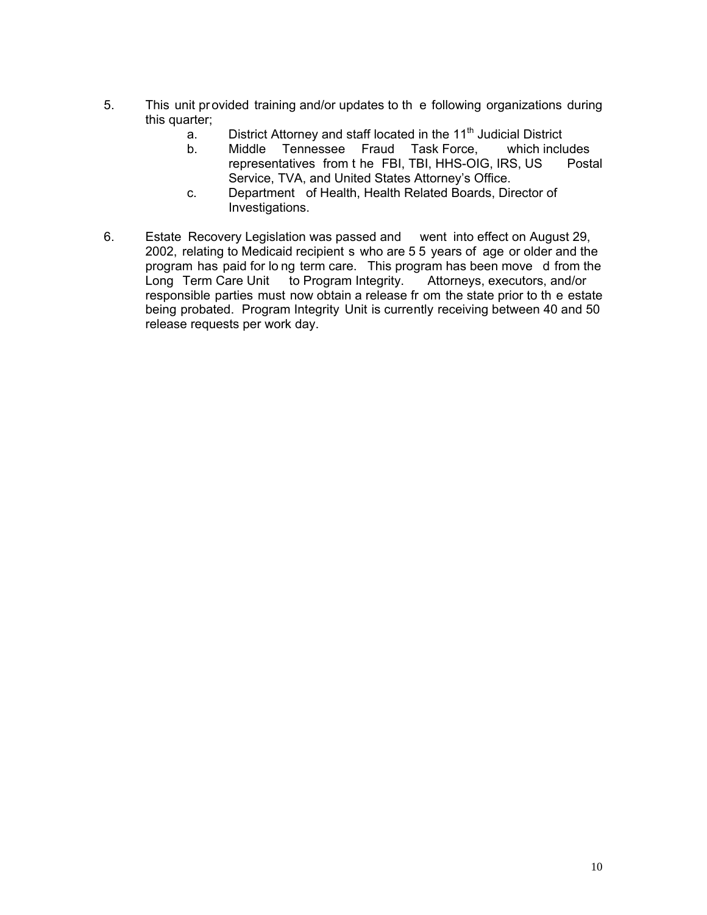5. This unit provided training and/or updates to the following organizations during this quarter;
    a. District Attorney and staff located in the 11th Judicial District
    b. Middle Tennessee Fraud Task Force, which includes representatives from the FBI, TBI, HHS-OIG, IRS, US Postal Service, TVA, and United States Attorney's Office.
    c. Department of Health, Health Related Boards, Director of Investigations.

6. Estate Recovery Legislation was passed and went into effect on August 29, 2002, relating to Medicaid recipients who are 55 years of age or older and the program has paid for long term care. This program has been moved from the Long Term Care Unit to Program Integrity. Attorneys, executors, and/or responsible parties must now obtain a release from the state prior to the estate being probated. Program Integrity Unit is currently receiving between 40 and 50 release requests per work day.